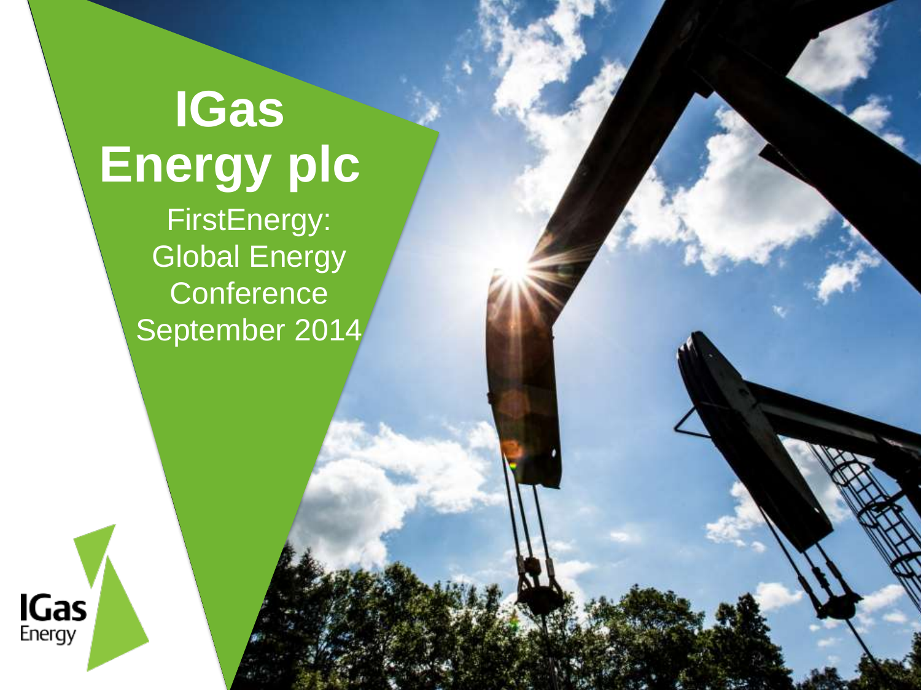# IGas Energy plc

FirstEnergy: Global Energy Conference

September 2014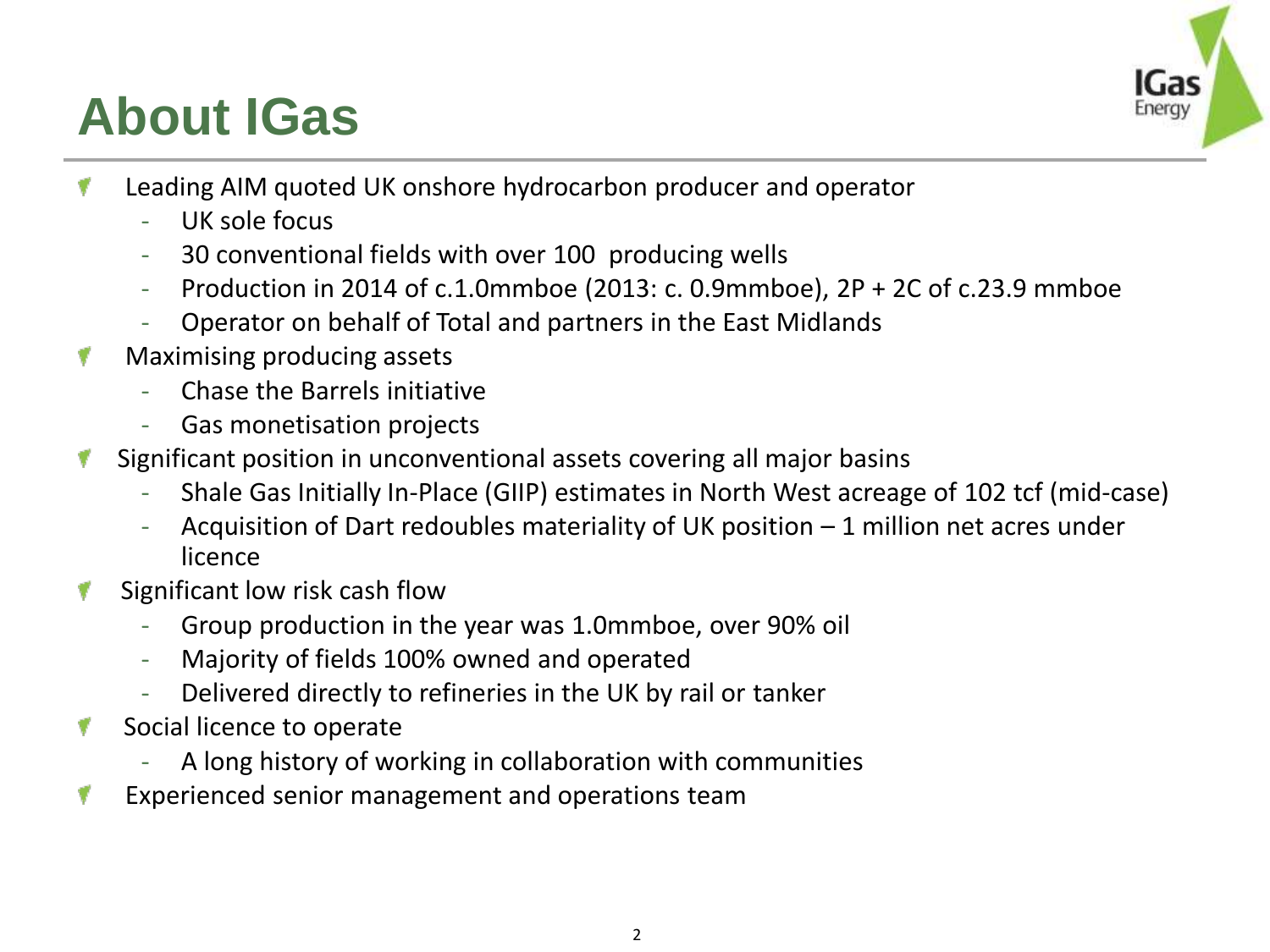# About IGas

- Leading AIM quoted UK onshore hydrocarbon producer and operator
  - UK sole focus
  - 30 conventional fields with over 100 producing wells
  - Production in 2014 of c.1.0mmboe (2013: c. 0.9mmboe), 2P + 2C of c.23.9 mmboe
  - Operator on behalf of Total and partners in the East Midlands
- Maximising producing assets
  - Chase the Barrels initiative
  - Gas monetisation projects
- Significant position in unconventional assets covering all major basins
  - Shale Gas Initially In-Place (GIIP) estimates in North West acreage of 102 tcf (mid-case)
  - Acquisition of Dart redoubles materiality of UK position – 1 million net acres under licence
- Significant low risk cash flow
  - Group production in the year was 1.0mmboe, over 90% oil
  - Majority of fields 100% owned and operated
  - Delivered directly to refineries in the UK by rail or tanker
- Social licence to operate
  - A long history of working in collaboration with communities
- Experienced senior management and operations team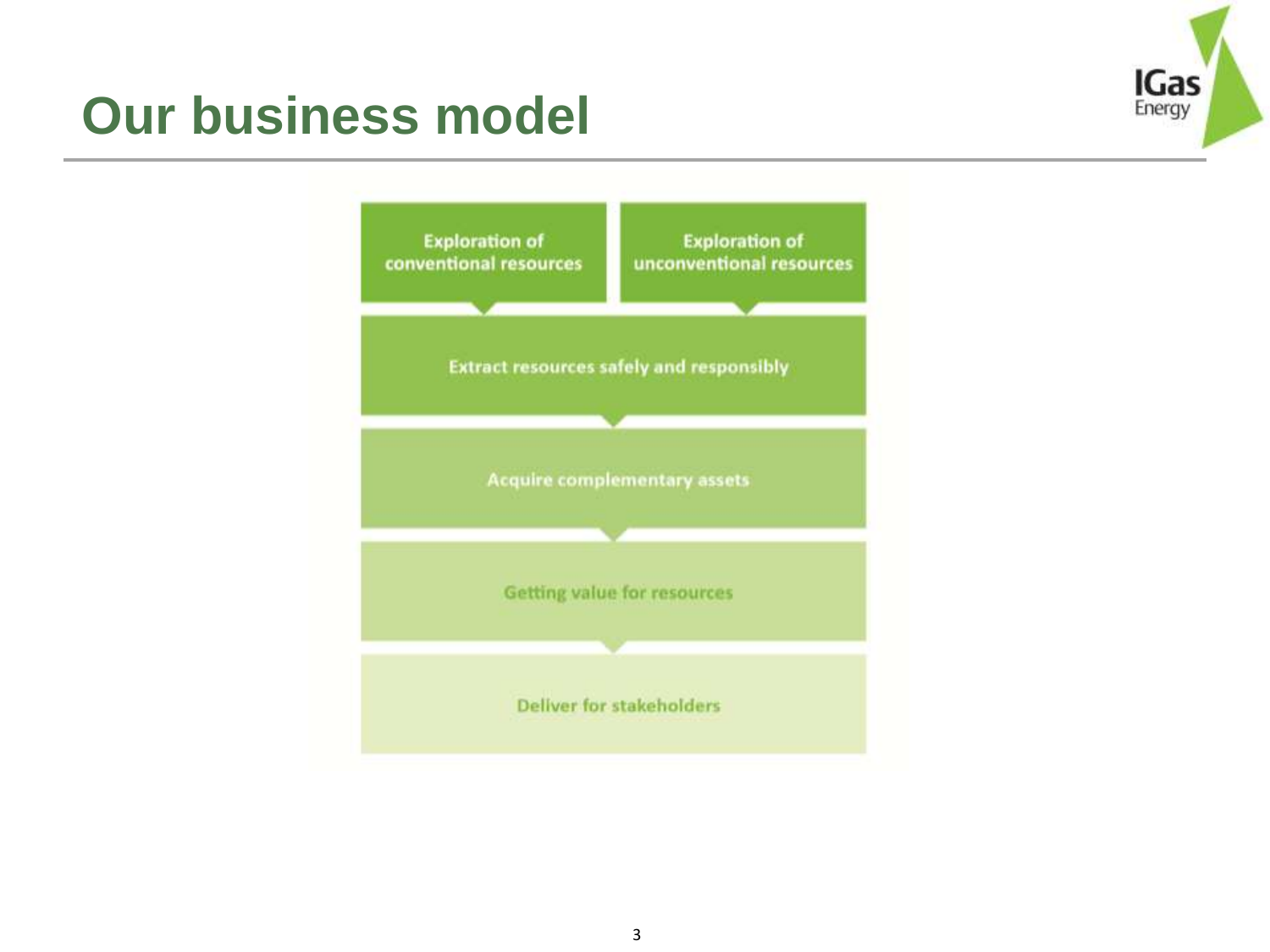# Our business model

- Exploration of conventional resources
- Exploration of unconventional resources

Extract resources safely and responsibly

Acquire complementary assets

Getting value for resources

Deliver for stakeholders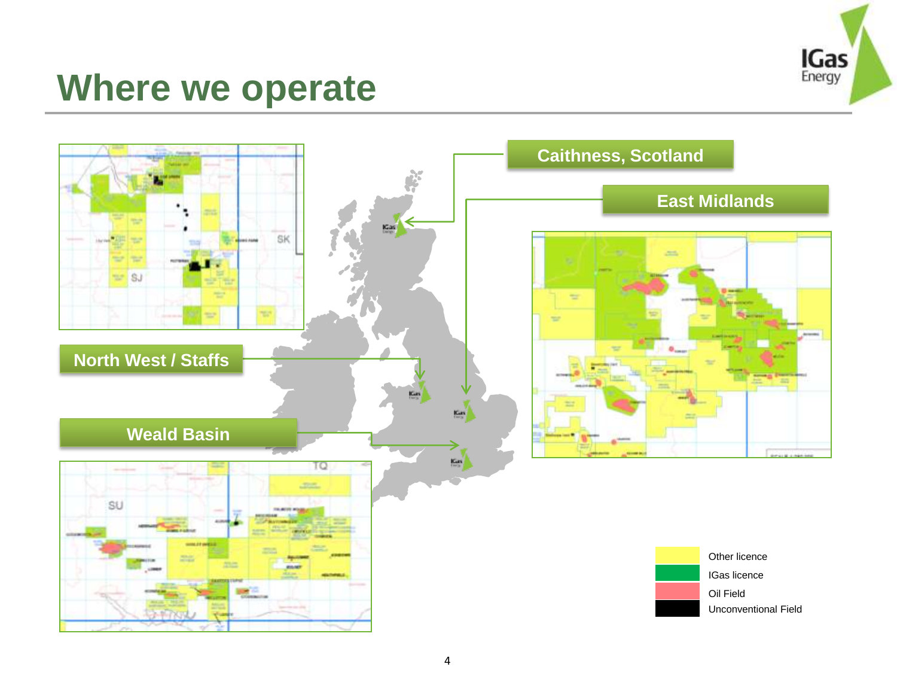# Where we operate

**Caithness, Scotland**

**East Midlands**

**North West / Staffs**

**Weald Basin**

- Other licence
- IGas licence
- Oil Field
- Unconventional Field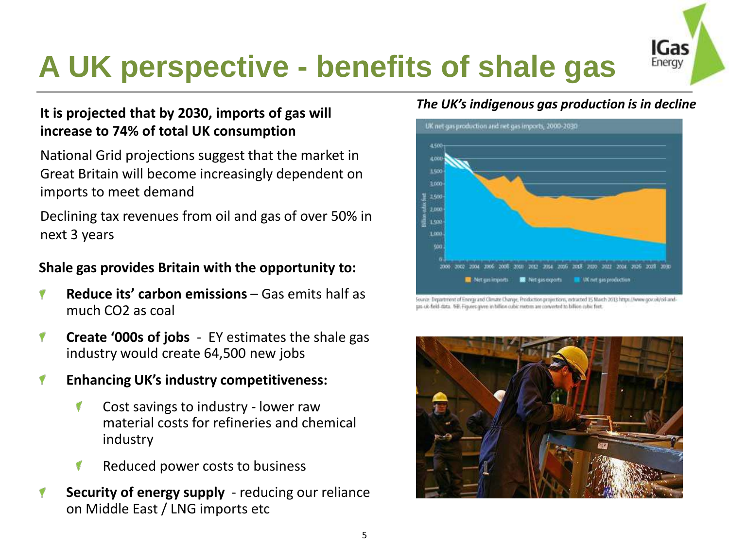# A UK perspective - benefits of shale gas

**It is projected that by 2030, imports of gas will increase to 74% of total UK consumption**

National Grid projections suggest that the market in Great Britain will become increasingly dependent on imports to meet demand

Declining tax revenues from oil and gas of over 50% in next 3 years

**Shale gas provides Britain with the opportunity to:**

- **Reduce its' carbon emissions** – Gas emits half as much CO2 as coal
- **Create '000s of jobs** - EY estimates the shale gas industry would create 64,500 new jobs
- **Enhancing UK's industry competitiveness:**
  - Cost savings to industry - lower raw material costs for refineries and chemical industry
  - Reduced power costs to business
- **Security of energy supply** - reducing our reliance on Middle East / LNG imports etc

***The UK's indigenous gas production is in decline***

Source: Department of Energy and Climate Change, Production projections, extracted 15 March 2013 https://www.gov.uk/oil-and-gas-uk-field-data. NB: Figures given in billion cubic metres are converted to billion cubic feet.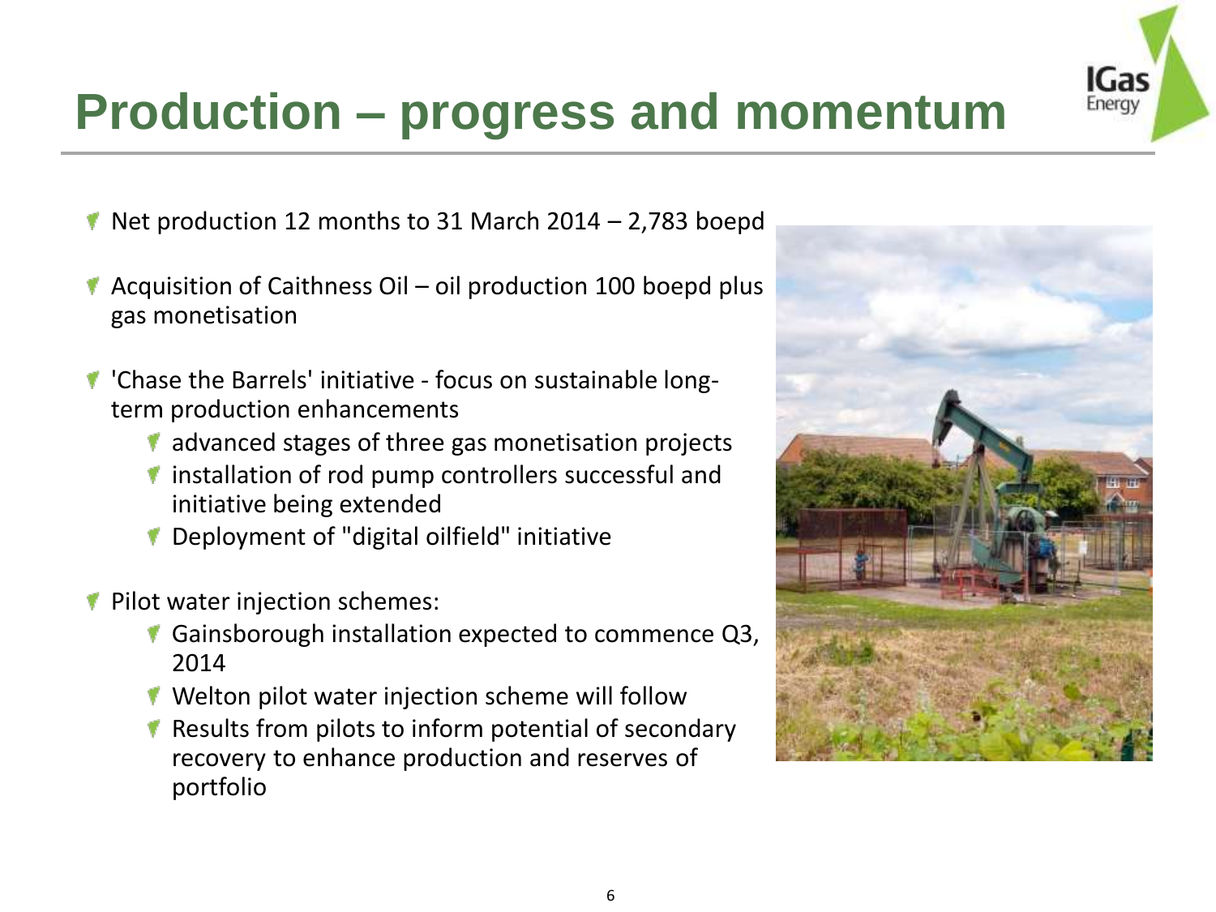# Production – progress and momentum

- Net production 12 months to 31 March 2014 – 2,783 boepd
- Acquisition of Caithness Oil – oil production 100 boepd plus gas monetisation
- 'Chase the Barrels' initiative - focus on sustainable long-term production enhancements
  - advanced stages of three gas monetisation projects
  - installation of rod pump controllers successful and initiative being extended
  - Deployment of "digital oilfield" initiative
- Pilot water injection schemes:
  - Gainsborough installation expected to commence Q3, 2014
  - Welton pilot water injection scheme will follow
  - Results from pilots to inform potential of secondary recovery to enhance production and reserves of portfolio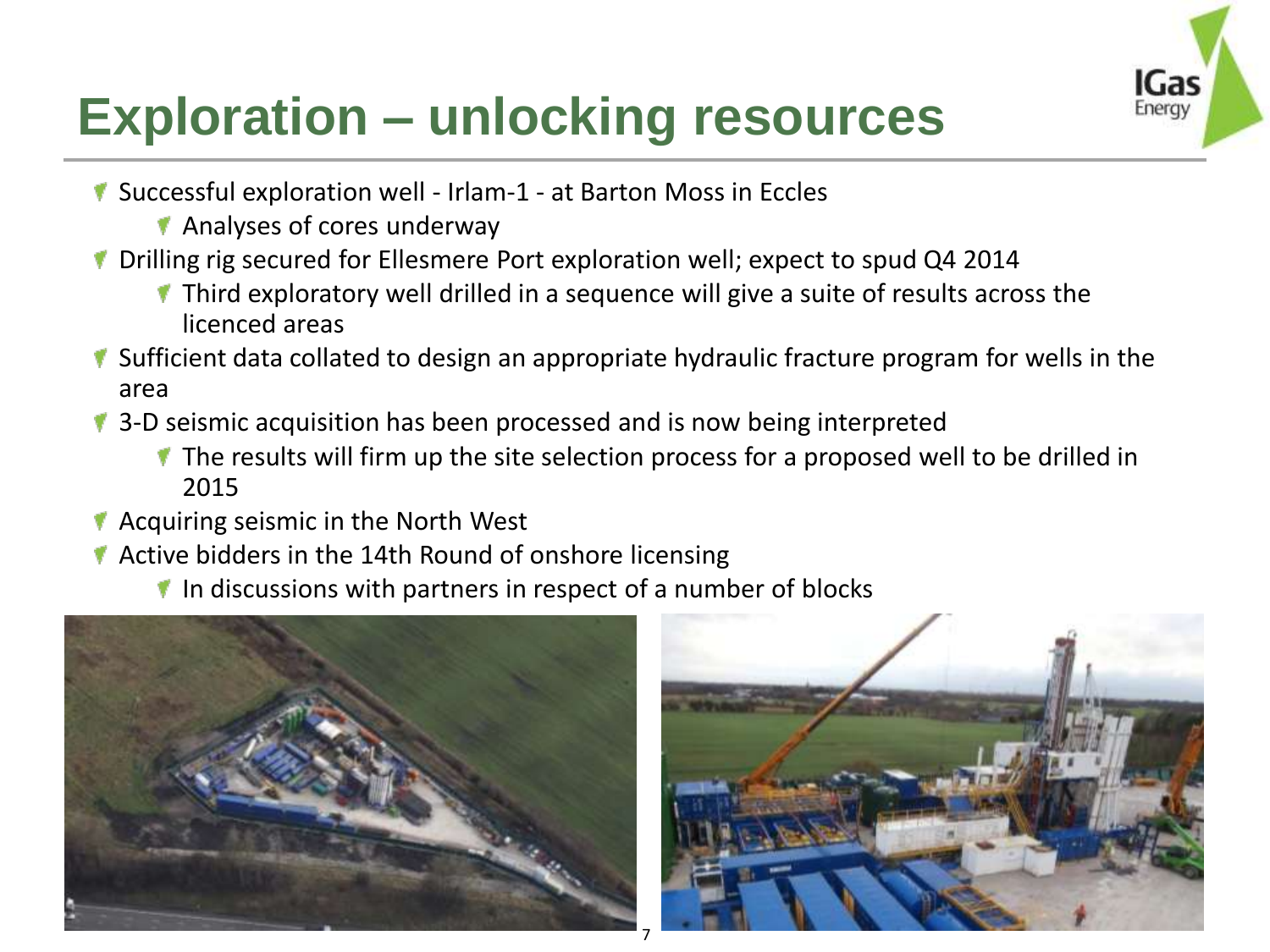# Exploration – unlocking resources

- Successful exploration well - Irlam-1 - at Barton Moss in Eccles
  - Analyses of cores underway
- Drilling rig secured for Ellesmere Port exploration well; expect to spud Q4 2014
  - Third exploratory well drilled in a sequence will give a suite of results across the licenced areas
- Sufficient data collated to design an appropriate hydraulic fracture program for wells in the area
- 3-D seismic acquisition has been processed and is now being interpreted
  - The results will firm up the site selection process for a proposed well to be drilled in 2015
- Acquiring seismic in the North West
- Active bidders in the 14th Round of onshore licensing
  - In discussions with partners in respect of a number of blocks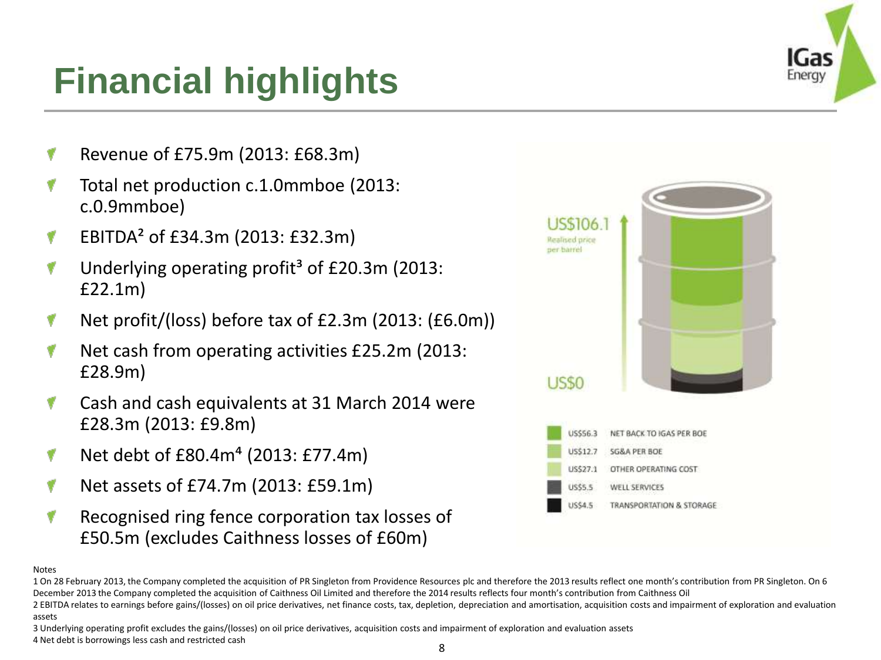# Financial highlights

- Revenue of £75.9m (2013: £68.3m)
- Total net production c.1.0mmboe (2013: c.0.9mmboe)
- EBITDA[2] of £34.3m (2013: £32.3m)
- Underlying operating profit[3] of £20.3m (2013: £22.1m)
- Net profit/(loss) before tax of £2.3m (2013: (£6.0m))
- Net cash from operating activities £25.2m (2013: £28.9m)
- Cash and cash equivalents at 31 March 2014 were £28.3m (2013: £9.8m)
- Net debt of £80.4m[4] (2013: £77.4m)
- Net assets of £74.7m (2013: £59.1m)
- Recognised ring fence corporation tax losses of £50.5m (excludes Caithness losses of £60m)

US$106.1
Realised price per barrel

US$0

| | |
|---|---|
| US$56.3 | NET BACK TO IGAS PER BOE |
| US$12.7 | SG&A PER BOE |
| US$27.1 | OTHER OPERATING COST |
| US$5.5 | WELL SERVICES |
| US$4.5 | TRANSPORTATION & STORAGE |

Notes

1 On 28 February 2013, the Company completed the acquisition of PR Singleton from Providence Resources plc and therefore the 2013 results reflect one month's contribution from PR Singleton. On 6 December 2013 the Company completed the acquisition of Caithness Oil Limited and therefore the 2014 results reflects four month's contribution from Caithness Oil

2 EBITDA relates to earnings before gains/(losses) on oil price derivatives, net finance costs, tax, depletion, depreciation and amortisation, acquisition costs and impairment of exploration and evaluation assets

3 Underlying operating profit excludes the gains/(losses) on oil price derivatives, acquisition costs and impairment of exploration and evaluation assets

4 Net debt is borrowings less cash and restricted cash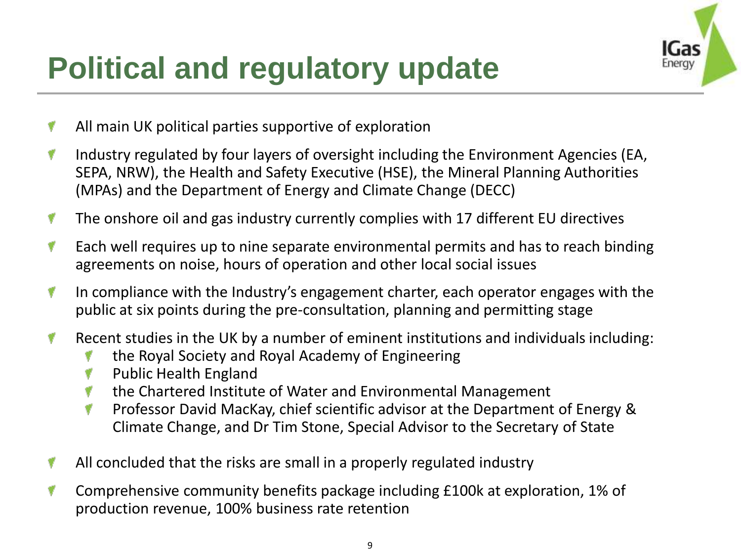# Political and regulatory update

- All main UK political parties supportive of exploration
- Industry regulated by four layers of oversight including the Environment Agencies (EA, SEPA, NRW), the Health and Safety Executive (HSE), the Mineral Planning Authorities (MPAs) and the Department of Energy and Climate Change (DECC)
- The onshore oil and gas industry currently complies with 17 different EU directives
- Each well requires up to nine separate environmental permits and has to reach binding agreements on noise, hours of operation and other local social issues
- In compliance with the Industry's engagement charter, each operator engages with the public at six points during the pre-consultation, planning and permitting stage
- Recent studies in the UK by a number of eminent institutions and individuals including:
  - the Royal Society and Royal Academy of Engineering
  - Public Health England
  - the Chartered Institute of Water and Environmental Management
  - Professor David MacKay, chief scientific advisor at the Department of Energy & Climate Change, and Dr Tim Stone, Special Advisor to the Secretary of State
- All concluded that the risks are small in a properly regulated industry
- Comprehensive community benefits package including £100k at exploration, 1% of production revenue, 100% business rate retention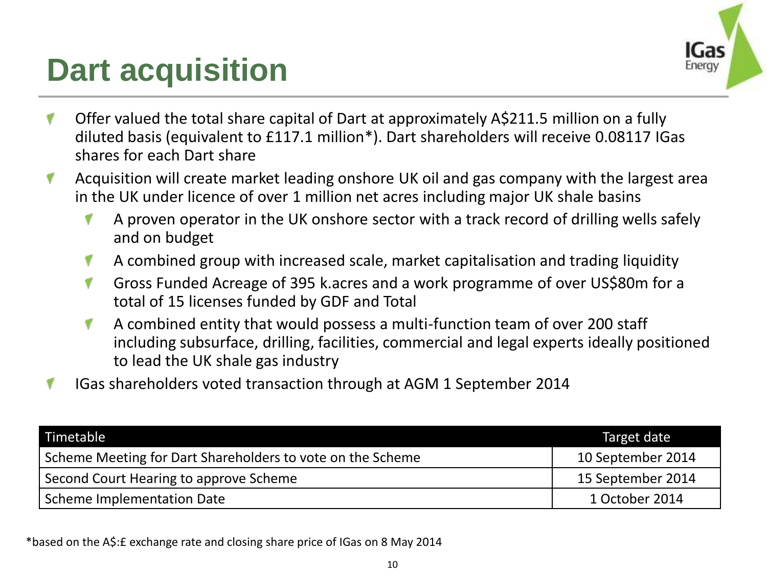# Dart acquisition

- Offer valued the total share capital of Dart at approximately A$211.5 million on a fully diluted basis (equivalent to £117.1 million*). Dart shareholders will receive 0.08117 IGas shares for each Dart share
- Acquisition will create market leading onshore UK oil and gas company with the largest area in the UK under licence of over 1 million net acres including major UK shale basins
  - A proven operator in the UK onshore sector with a track record of drilling wells safely and on budget
  - A combined group with increased scale, market capitalisation and trading liquidity
  - Gross Funded Acreage of 395 k.acres and a work programme of over US$80m for a total of 15 licenses funded by GDF and Total
  - A combined entity that would possess a multi-function team of over 200 staff including subsurface, drilling, facilities, commercial and legal experts ideally positioned to lead the UK shale gas industry
- IGas shareholders voted transaction through at AGM 1 September 2014

| Timetable | Target date |
| --- | --- |
| Scheme Meeting for Dart Shareholders to vote on the Scheme | 10 September 2014 |
| Second Court Hearing to approve Scheme | 15 September 2014 |
| Scheme Implementation Date | 1 October 2014 |

*based on the A$:£ exchange rate and closing share price of IGas on 8 May 2014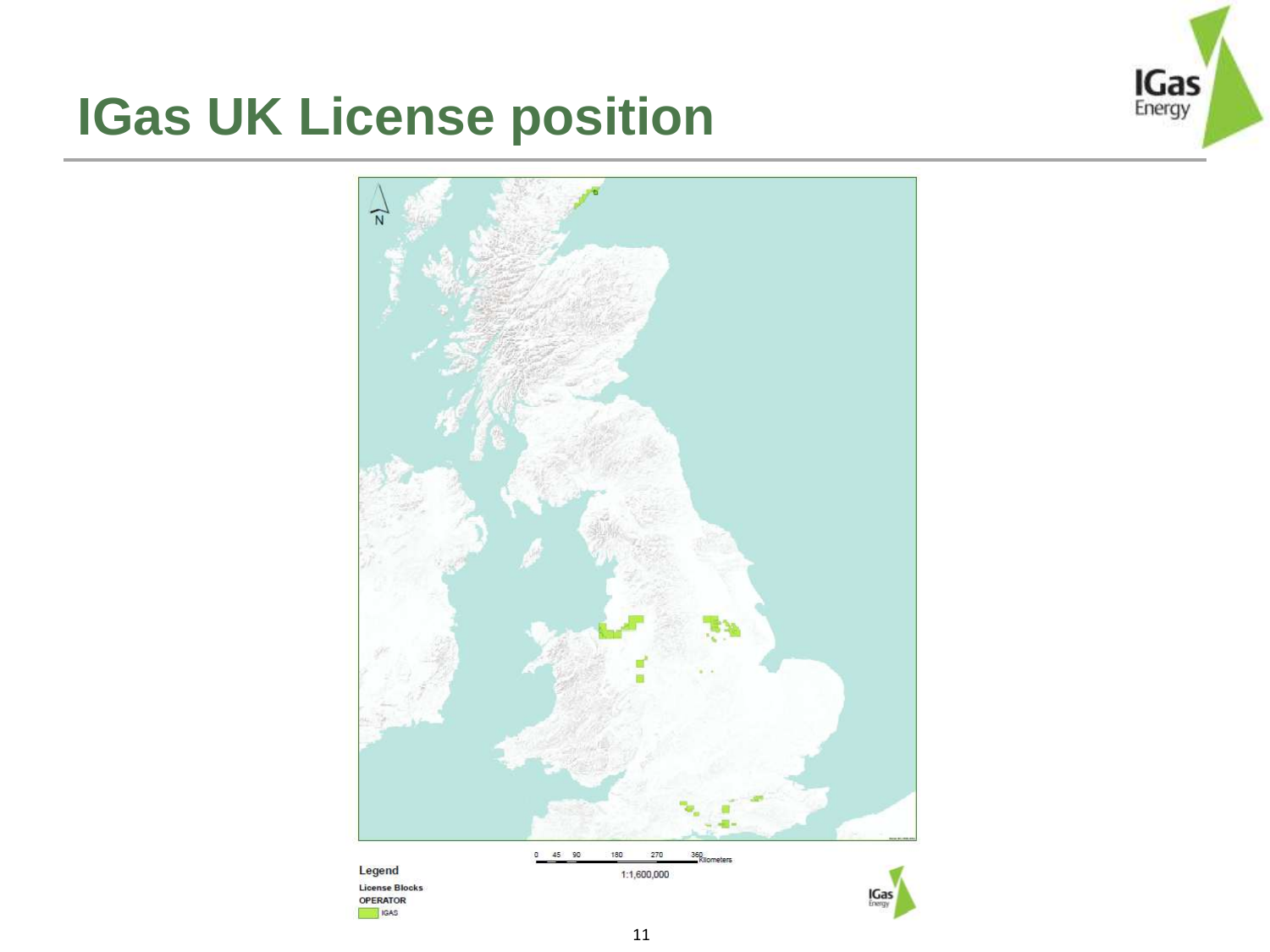# IGas UK License position

N

0 45 90 180 270 360 Kilometers

1:1,600,000

Legend

License Blocks

OPERATOR

IGAS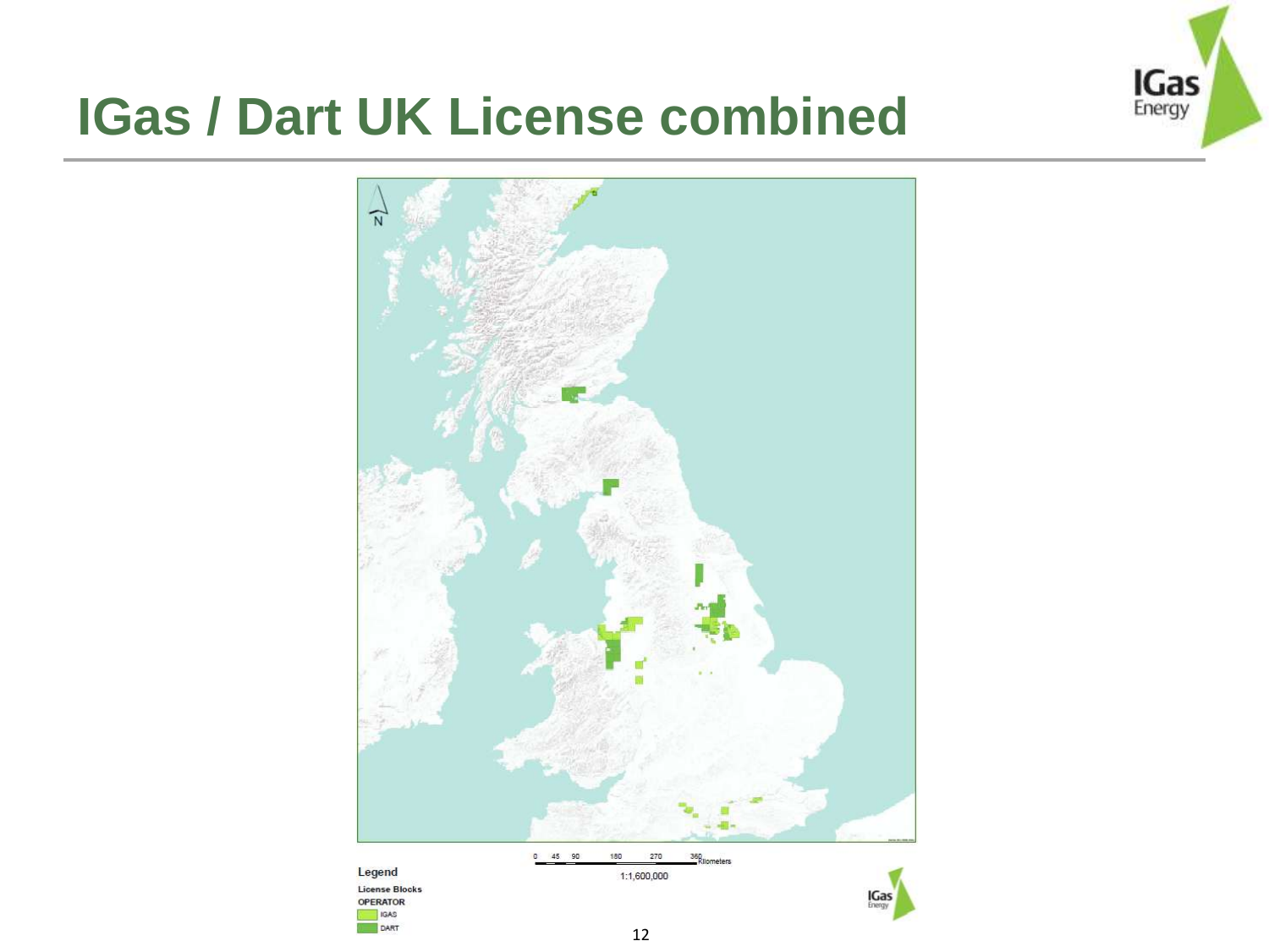# IGas / Dart UK License combined

Legend

License Blocks

OPERATOR

IGAS

DART

0 45 90 180 270 360 Kilometers

1:1,600,000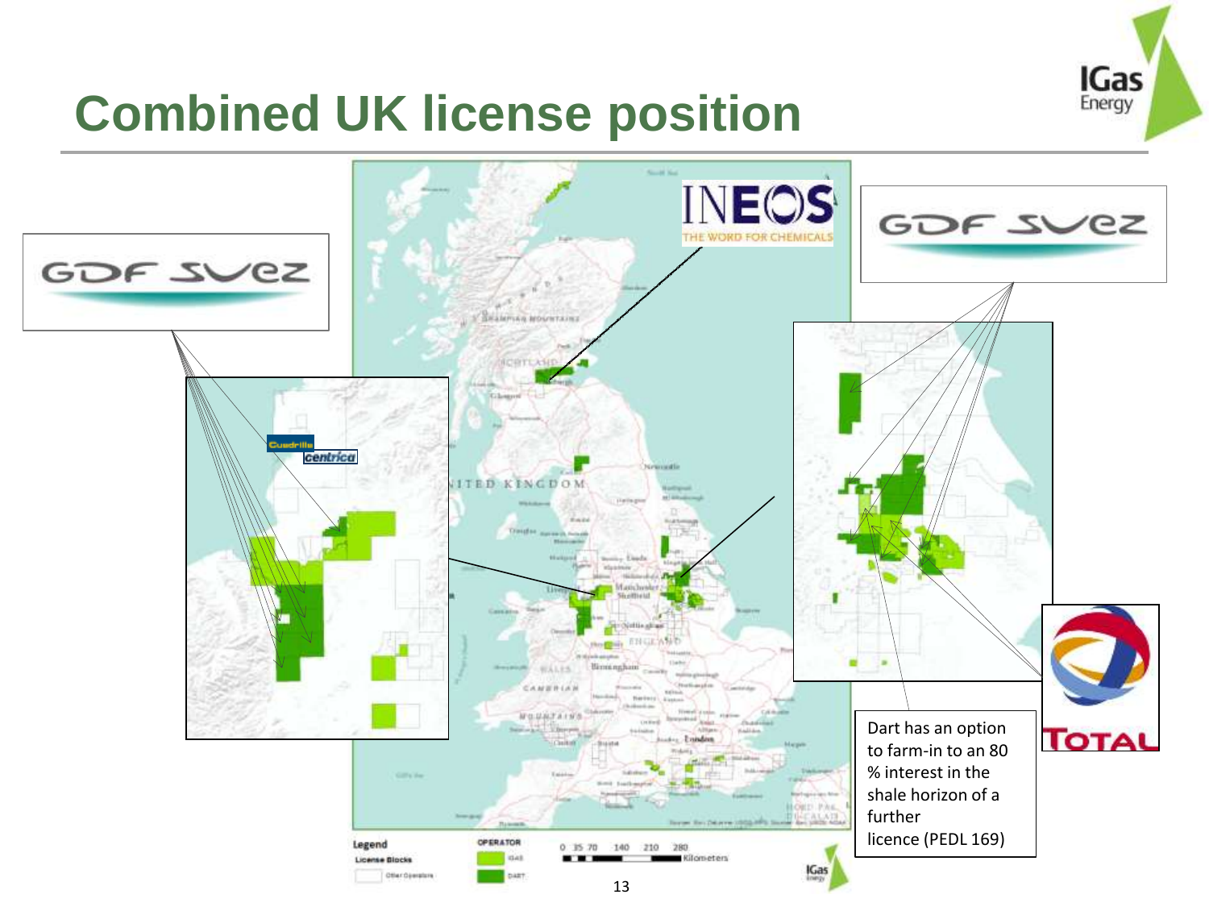# Combined UK license position

GDF SUEZ

INEOS
THE WORD FOR CHEMICALS

GDF SUEZ

Cuadrilla

centrica

TOTAL

Dart has an option to farm-in to an 80 % interest in the shale horizon of a further licence (PEDL 169)

Legend

License Blocks

Other Operators

OPERATOR

IGAS

DART

0 35 70 140 210 280 Kilometers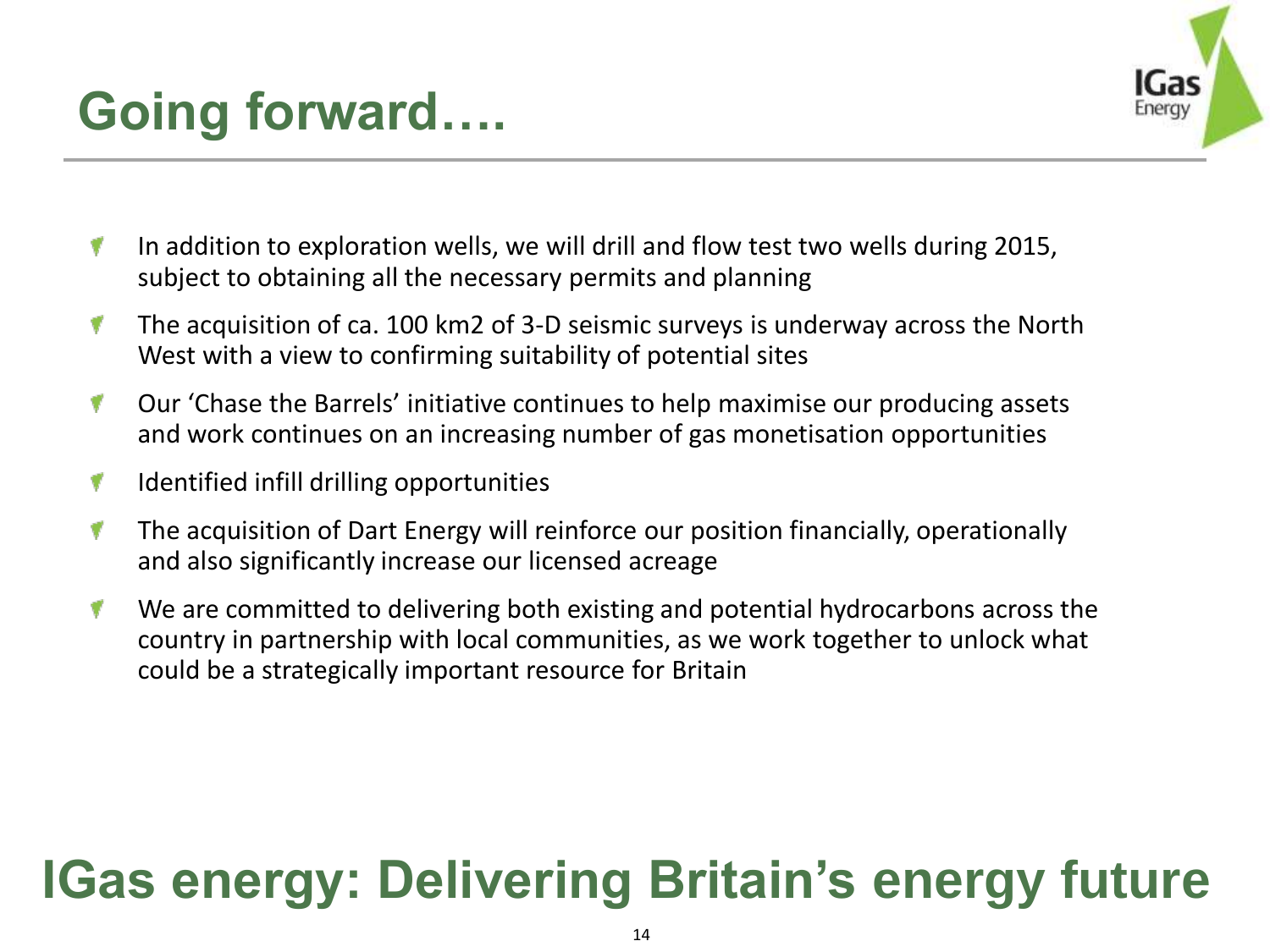# Going forward….

- In addition to exploration wells, we will drill and flow test two wells during 2015, subject to obtaining all the necessary permits and planning
- The acquisition of ca. 100 km2 of 3-D seismic surveys is underway across the North West with a view to confirming suitability of potential sites
- Our 'Chase the Barrels' initiative continues to help maximise our producing assets and work continues on an increasing number of gas monetisation opportunities
- Identified infill drilling opportunities
- The acquisition of Dart Energy will reinforce our position financially, operationally and also significantly increase our licensed acreage
- We are committed to delivering both existing and potential hydrocarbons across the country in partnership with local communities, as we work together to unlock what could be a strategically important resource for Britain

## IGas energy: Delivering Britain's energy future